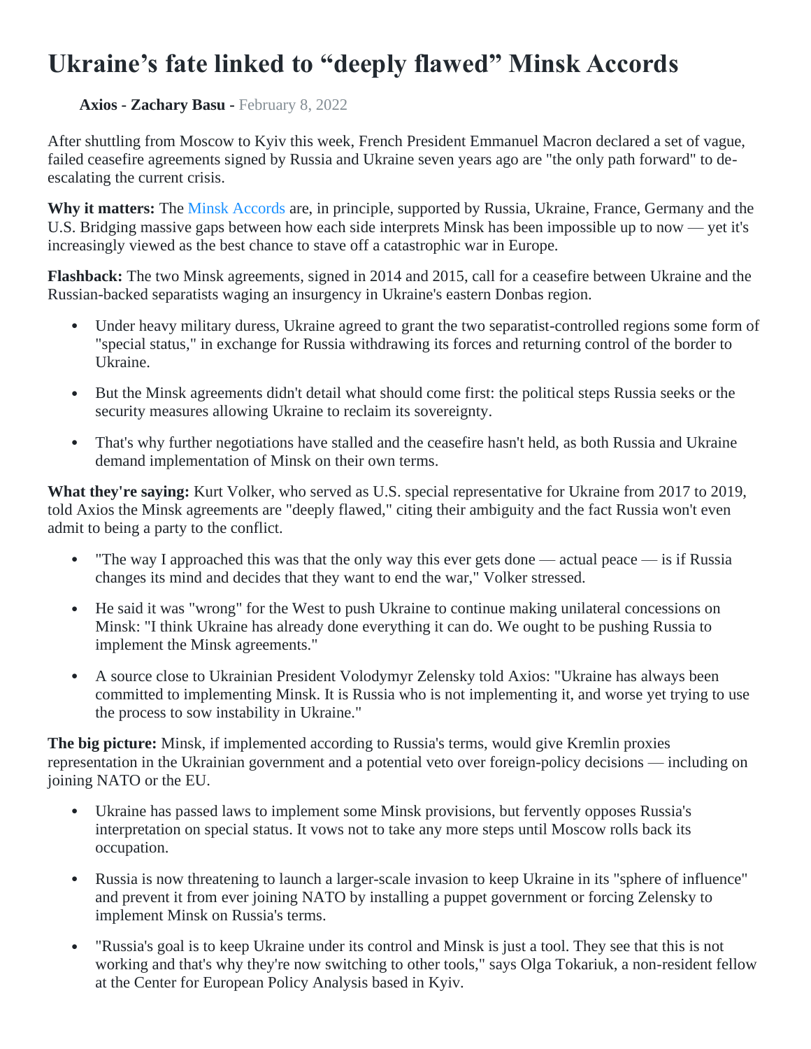# Ukraine's fate linked to "deeply flawed" Minsk Accords

**Axios - Zachary Basu -** February 8, 2022

After shuttling from Moscow to Kyiv this week, French President Emmanuel Macron declared a set of vague, failed ceasefire agreements signed by Russia and Ukraine seven years ago are "the only path forward" to de-escalating the current crisis.

**Why it matters:** The Minsk Accords are, in principle, supported by Russia, Ukraine, France, Germany and the U.S. Bridging massive gaps between how each side interprets Minsk has been impossible up to now — yet it's increasingly viewed as the best chance to stave off a catastrophic war in Europe.

**Flashback:** The two Minsk agreements, signed in 2014 and 2015, call for a ceasefire between Ukraine and the Russian-backed separatists waging an insurgency in Ukraine's eastern Donbas region.

- Under heavy military duress, Ukraine agreed to grant the two separatist-controlled regions some form of "special status," in exchange for Russia withdrawing its forces and returning control of the border to Ukraine.
- But the Minsk agreements didn't detail what should come first: the political steps Russia seeks or the security measures allowing Ukraine to reclaim its sovereignty.
- That's why further negotiations have stalled and the ceasefire hasn't held, as both Russia and Ukraine demand implementation of Minsk on their own terms.

**What they're saying:** Kurt Volker, who served as U.S. special representative for Ukraine from 2017 to 2019, told Axios the Minsk agreements are "deeply flawed," citing their ambiguity and the fact Russia won't even admit to being a party to the conflict.

- "The way I approached this was that the only way this ever gets done — actual peace — is if Russia changes its mind and decides that they want to end the war," Volker stressed.
- He said it was "wrong" for the West to push Ukraine to continue making unilateral concessions on Minsk: "I think Ukraine has already done everything it can do. We ought to be pushing Russia to implement the Minsk agreements."
- A source close to Ukrainian President Volodymyr Zelensky told Axios: "Ukraine has always been committed to implementing Minsk. It is Russia who is not implementing it, and worse yet trying to use the process to sow instability in Ukraine."

**The big picture:** Minsk, if implemented according to Russia's terms, would give Kremlin proxies representation in the Ukrainian government and a potential veto over foreign-policy decisions — including on joining NATO or the EU.

- Ukraine has passed laws to implement some Minsk provisions, but fervently opposes Russia's interpretation on special status. It vows not to take any more steps until Moscow rolls back its occupation.
- Russia is now threatening to launch a larger-scale invasion to keep Ukraine in its "sphere of influence" and prevent it from ever joining NATO by installing a puppet government or forcing Zelensky to implement Minsk on Russia's terms.
- "Russia's goal is to keep Ukraine under its control and Minsk is just a tool. They see that this is not working and that's why they're now switching to other tools," says Olga Tokariuk, a non-resident fellow at the Center for European Policy Analysis based in Kyiv.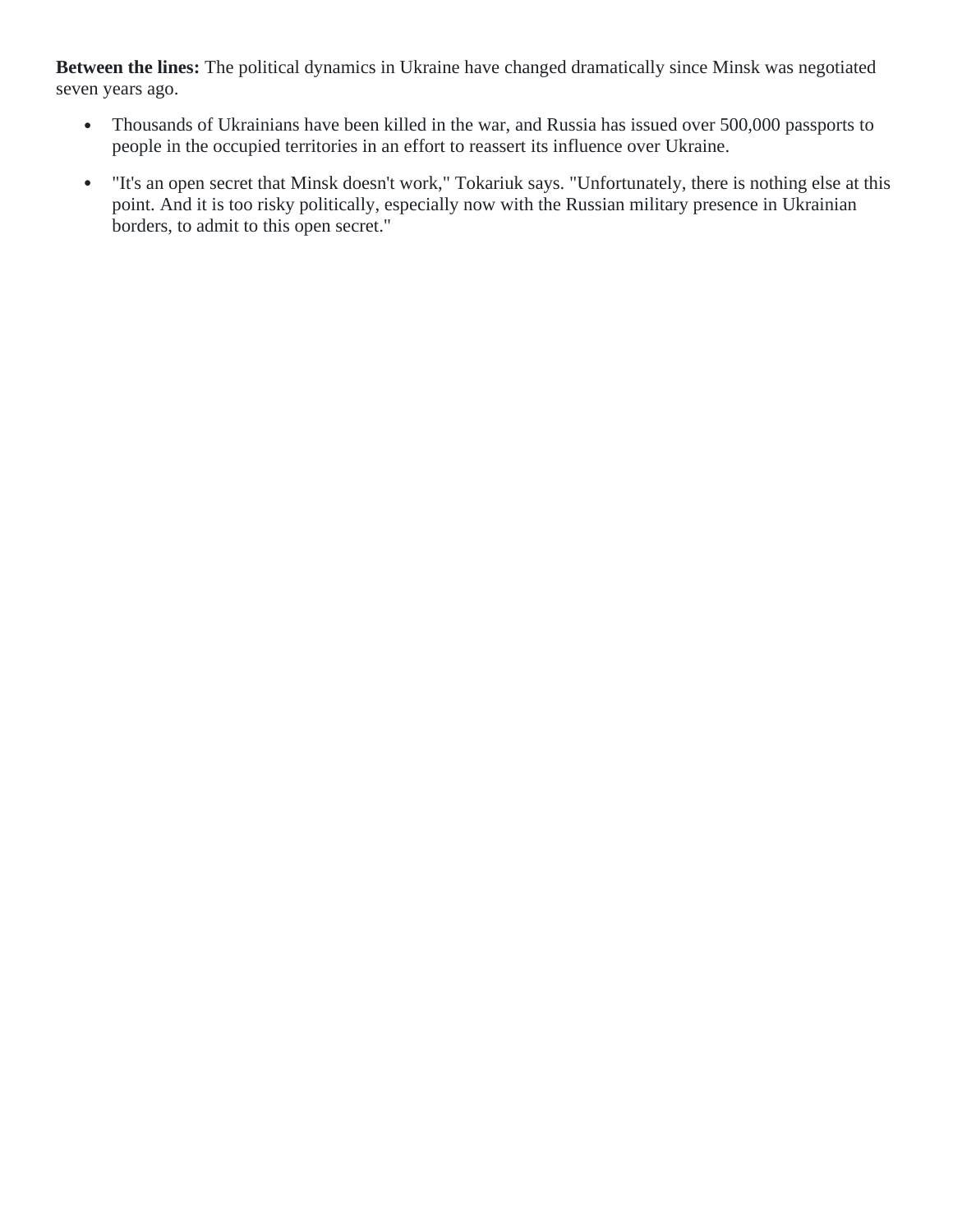**Between the lines:** The political dynamics in Ukraine have changed dramatically since Minsk was negotiated seven years ago.

- Thousands of Ukrainians have been killed in the war, and Russia has issued over 500,000 passports to people in the occupied territories in an effort to reassert its influence over Ukraine.
- "It's an open secret that Minsk doesn't work," Tokariuk says. "Unfortunately, there is nothing else at this point. And it is too risky politically, especially now with the Russian military presence in Ukrainian borders, to admit to this open secret."